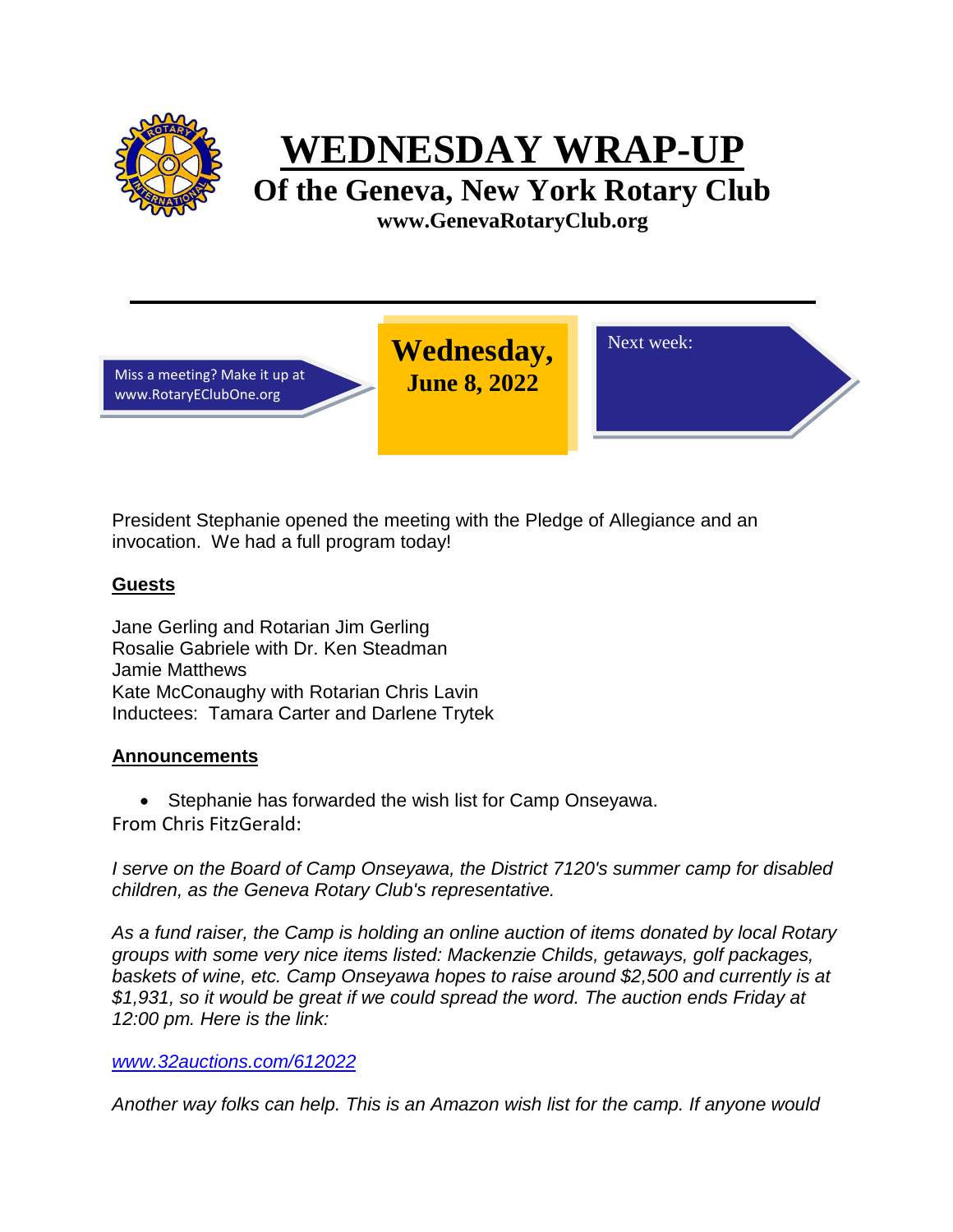# WEDNESDAY WRAP-UP

## Of the Geneva, New York Rotary Club

**www.GenevaRotaryClub.org**

Miss a meeting? Make it up at www.RotaryEClubOne.org

**Wednesday, June 8, 2022**

Next week:

President Stephanie opened the meeting with the Pledge of Allegiance and an invocation. We had a full program today!

### Guests

Jane Gerling and Rotarian Jim Gerling
Rosalie Gabriele with Dr. Ken Steadman
Jamie Matthews
Kate McConaughy with Rotarian Chris Lavin
Inductees: Tamara Carter and Darlene Trytek

### Announcements

- Stephanie has forwarded the wish list for Camp Onseyawa.

From Chris FitzGerald:

*I serve on the Board of Camp Onseyawa, the District 7120's summer camp for disabled children, as the Geneva Rotary Club's representative.*

*As a fund raiser, the Camp is holding an online auction of items donated by local Rotary groups with some very nice items listed: Mackenzie Childs, getaways, golf packages, baskets of wine, etc. Camp Onseyawa hopes to raise around $2,500 and currently is at $1,931, so it would be great if we could spread the word. The auction ends Friday at 12:00 pm. Here is the link:*

*www.32auctions.com/612022*

*Another way folks can help. This is an Amazon wish list for the camp. If anyone would*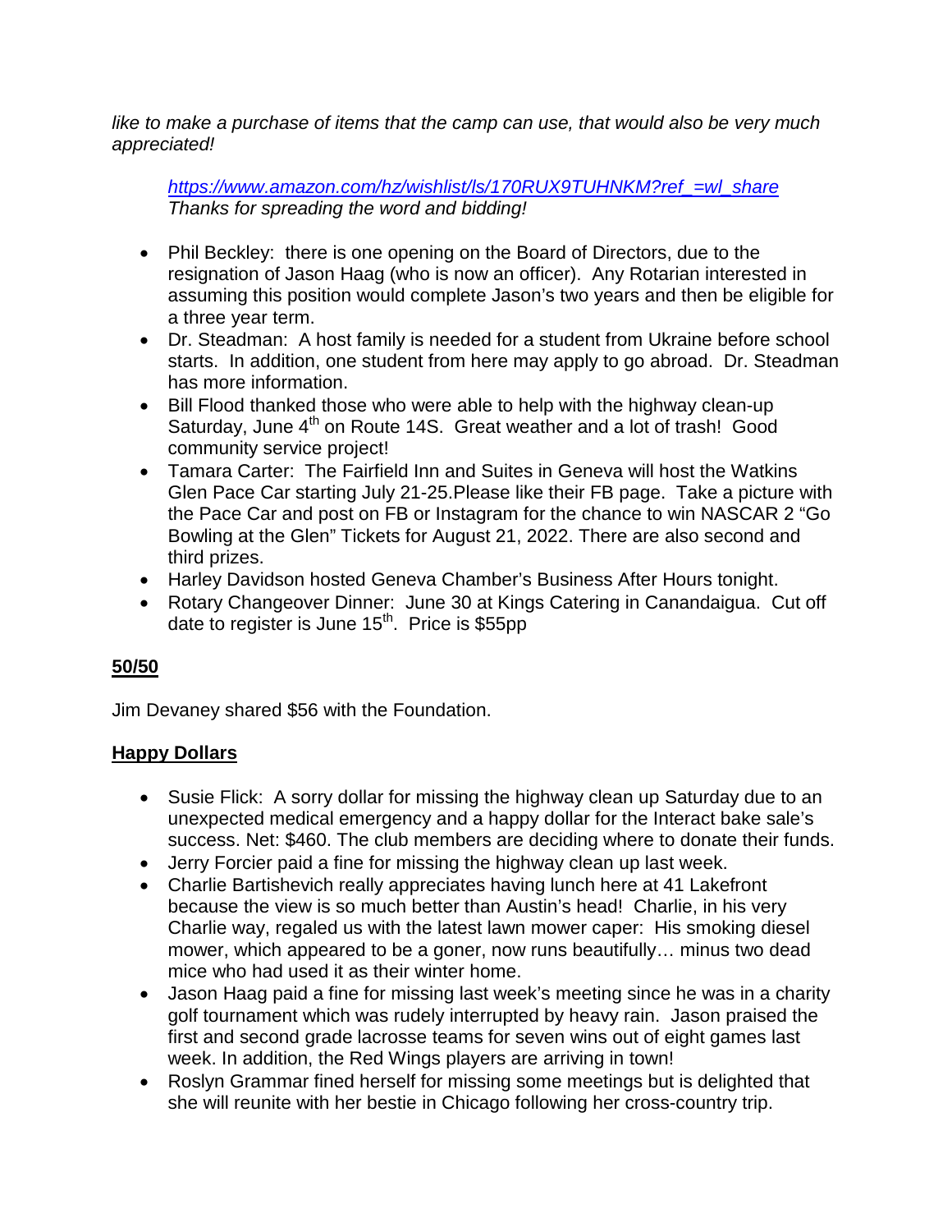*like to make a purchase of items that the camp can use, that would also be very much appreciated!*

> *[https://www.amazon.com/hz/wishlist/ls/170RUX9TUHNKM?ref_=wl_share](https://www.amazon.com/hz/wishlist/ls/170RUX9TUHNKM?ref_=wl_share)*
> *Thanks for spreading the word and bidding!*

- Phil Beckley: there is one opening on the Board of Directors, due to the resignation of Jason Haag (who is now an officer). Any Rotarian interested in assuming this position would complete Jason's two years and then be eligible for a three year term.
- Dr. Steadman: A host family is needed for a student from Ukraine before school starts. In addition, one student from here may apply to go abroad. Dr. Steadman has more information.
- Bill Flood thanked those who were able to help with the highway clean-up Saturday, June 4th on Route 14S. Great weather and a lot of trash! Good community service project!
- Tamara Carter: The Fairfield Inn and Suites in Geneva will host the Watkins Glen Pace Car starting July 21-25.Please like their FB page. Take a picture with the Pace Car and post on FB or Instagram for the chance to win NASCAR 2 "Go Bowling at the Glen" Tickets for August 21, 2022. There are also second and third prizes.
- Harley Davidson hosted Geneva Chamber's Business After Hours tonight.
- Rotary Changeover Dinner: June 30 at Kings Catering in Canandaigua. Cut off date to register is June 15th. Price is $55pp

**<u>50/50</u>**

Jim Devaney shared $56 with the Foundation.

**<u>Happy Dollars</u>**

- Susie Flick: A sorry dollar for missing the highway clean up Saturday due to an unexpected medical emergency and a happy dollar for the Interact bake sale's success. Net: $460. The club members are deciding where to donate their funds.
- Jerry Forcier paid a fine for missing the highway clean up last week.
- Charlie Bartishevich really appreciates having lunch here at 41 Lakefront because the view is so much better than Austin's head! Charlie, in his very Charlie way, regaled us with the latest lawn mower caper: His smoking diesel mower, which appeared to be a goner, now runs beautifully… minus two dead mice who had used it as their winter home.
- Jason Haag paid a fine for missing last week's meeting since he was in a charity golf tournament which was rudely interrupted by heavy rain. Jason praised the first and second grade lacrosse teams for seven wins out of eight games last week. In addition, the Red Wings players are arriving in town!
- Roslyn Grammar fined herself for missing some meetings but is delighted that she will reunite with her bestie in Chicago following her cross-country trip.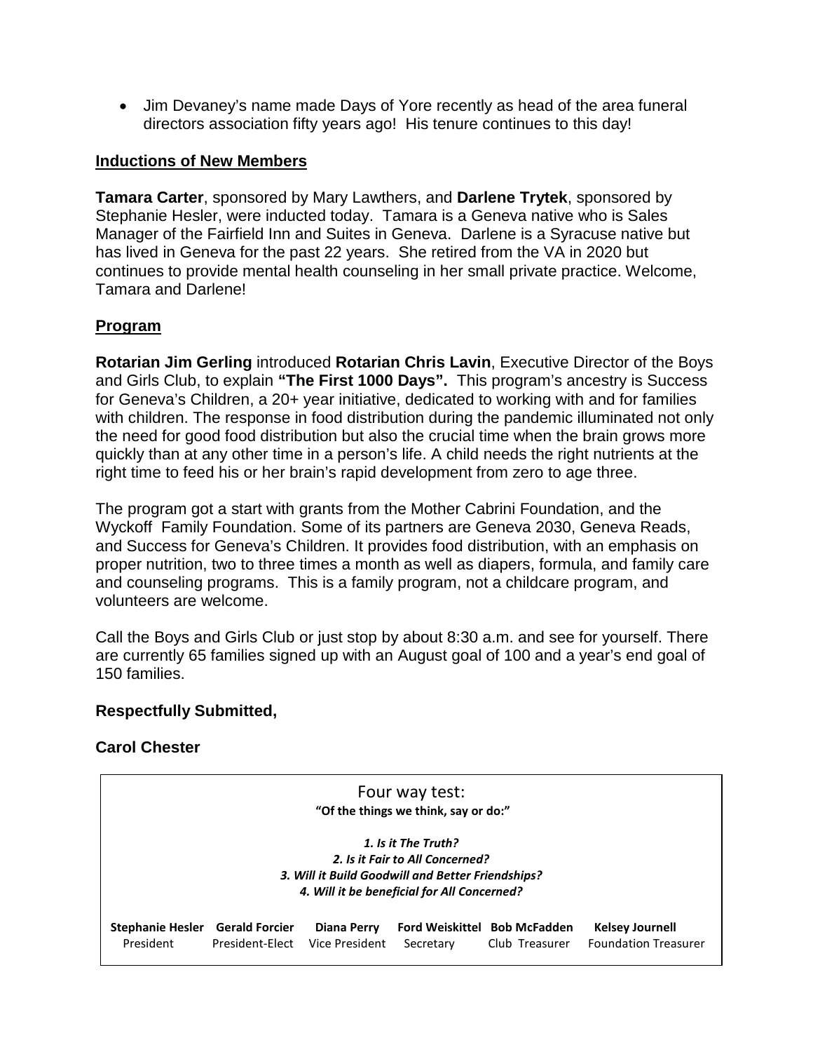- Jim Devaney's name made Days of Yore recently as head of the area funeral directors association fifty years ago! His tenure continues to this day!

## Inductions of New Members

**Tamara Carter**, sponsored by Mary Lawthers, and **Darlene Trytek**, sponsored by Stephanie Hesler, were inducted today. Tamara is a Geneva native who is Sales Manager of the Fairfield Inn and Suites in Geneva. Darlene is a Syracuse native but has lived in Geneva for the past 22 years. She retired from the VA in 2020 but continues to provide mental health counseling in her small private practice. Welcome, Tamara and Darlene!

## Program

**Rotarian Jim Gerling** introduced **Rotarian Chris Lavin**, Executive Director of the Boys and Girls Club, to explain **"The First 1000 Days".** This program's ancestry is Success for Geneva's Children, a 20+ year initiative, dedicated to working with and for families with children. The response in food distribution during the pandemic illuminated not only the need for good food distribution but also the crucial time when the brain grows more quickly than at any other time in a person's life. A child needs the right nutrients at the right time to feed his or her brain's rapid development from zero to age three.

The program got a start with grants from the Mother Cabrini Foundation, and the Wyckoff Family Foundation. Some of its partners are Geneva 2030, Geneva Reads, and Success for Geneva's Children. It provides food distribution, with an emphasis on proper nutrition, two to three times a month as well as diapers, formula, and family care and counseling programs. This is a family program, not a childcare program, and volunteers are welcome.

Call the Boys and Girls Club or just stop by about 8:30 a.m. and see for yourself. There are currently 65 families signed up with an August goal of 100 and a year's end goal of 150 families.

**Respectfully Submitted,**

**Carol Chester**

Four way test:
**"Of the things we think, say or do:"**

*1. Is it The Truth?*
*2. Is it Fair to All Concerned?*
*3. Will it Build Goodwill and Better Friendships?*
*4. Will it be beneficial for All Concerned?*

| | | | | | |
|---|---|---|---|---|---|
| **Stephanie Hesler** | **Gerald Forcier** | **Diana Perry** | **Ford Weiskittel** | **Bob McFadden** | **Kelsey Journell** |
| President | President-Elect | Vice President | Secretary | Club Treasurer | Foundation Treasurer |